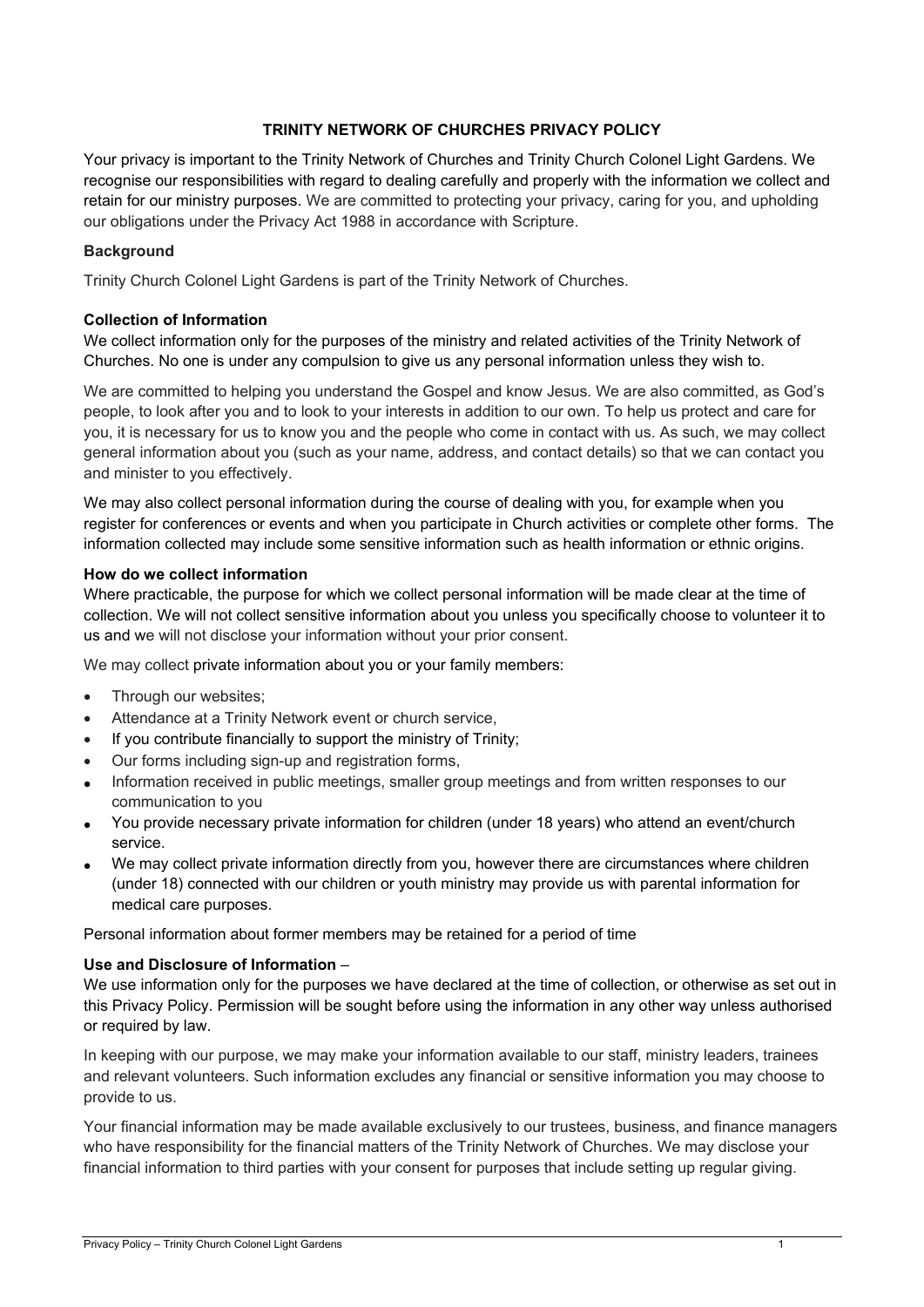# TRINITY NETWORK OF CHURCHES PRIVACY POLICY

Your privacy is important to the Trinity Network of Churches and Trinity Church Colonel Light Gardens. We recognise our responsibilities with regard to dealing carefully and properly with the information we collect and retain for our ministry purposes. We are committed to protecting your privacy, caring for you, and upholding our obligations under the Privacy Act 1988 in accordance with Scripture.

### Background

Trinity Church Colonel Light Gardens is part of the Trinity Network of Churches.

### Collection of Information

We collect information only for the purposes of the ministry and related activities of the Trinity Network of Churches. No one is under any compulsion to give us any personal information unless they wish to.

We are committed to helping you understand the Gospel and know Jesus. We are also committed, as God's people, to look after you and to look to your interests in addition to our own. To help us protect and care for you, it is necessary for us to know you and the people who come in contact with us. As such, we may collect general information about you (such as your name, address, and contact details) so that we can contact you and minister to you effectively.

We may also collect personal information during the course of dealing with you, for example when you register for conferences or events and when you participate in Church activities or complete other forms. The information collected may include some sensitive information such as health information or ethnic origins.

### How do we collect information

Where practicable, the purpose for which we collect personal information will be made clear at the time of collection. We will not collect sensitive information about you unless you specifically choose to volunteer it to us and we will not disclose your information without your prior consent.

We may collect private information about you or your family members:

- Through our websites;
- Attendance at a Trinity Network event or church service,
- If you contribute financially to support the ministry of Trinity;
- Our forms including sign-up and registration forms,
- Information received in public meetings, smaller group meetings and from written responses to our communication to you
- You provide necessary private information for children (under 18 years) who attend an event/church service.
- We may collect private information directly from you, however there are circumstances where children (under 18) connected with our children or youth ministry may provide us with parental information for medical care purposes.

Personal information about former members may be retained for a period of time

### Use and Disclosure of Information –

We use information only for the purposes we have declared at the time of collection, or otherwise as set out in this Privacy Policy. Permission will be sought before using the information in any other way unless authorised or required by law.

In keeping with our purpose, we may make your information available to our staff, ministry leaders, trainees and relevant volunteers. Such information excludes any financial or sensitive information you may choose to provide to us.

Your financial information may be made available exclusively to our trustees, business, and finance managers who have responsibility for the financial matters of the Trinity Network of Churches. We may disclose your financial information to third parties with your consent for purposes that include setting up regular giving.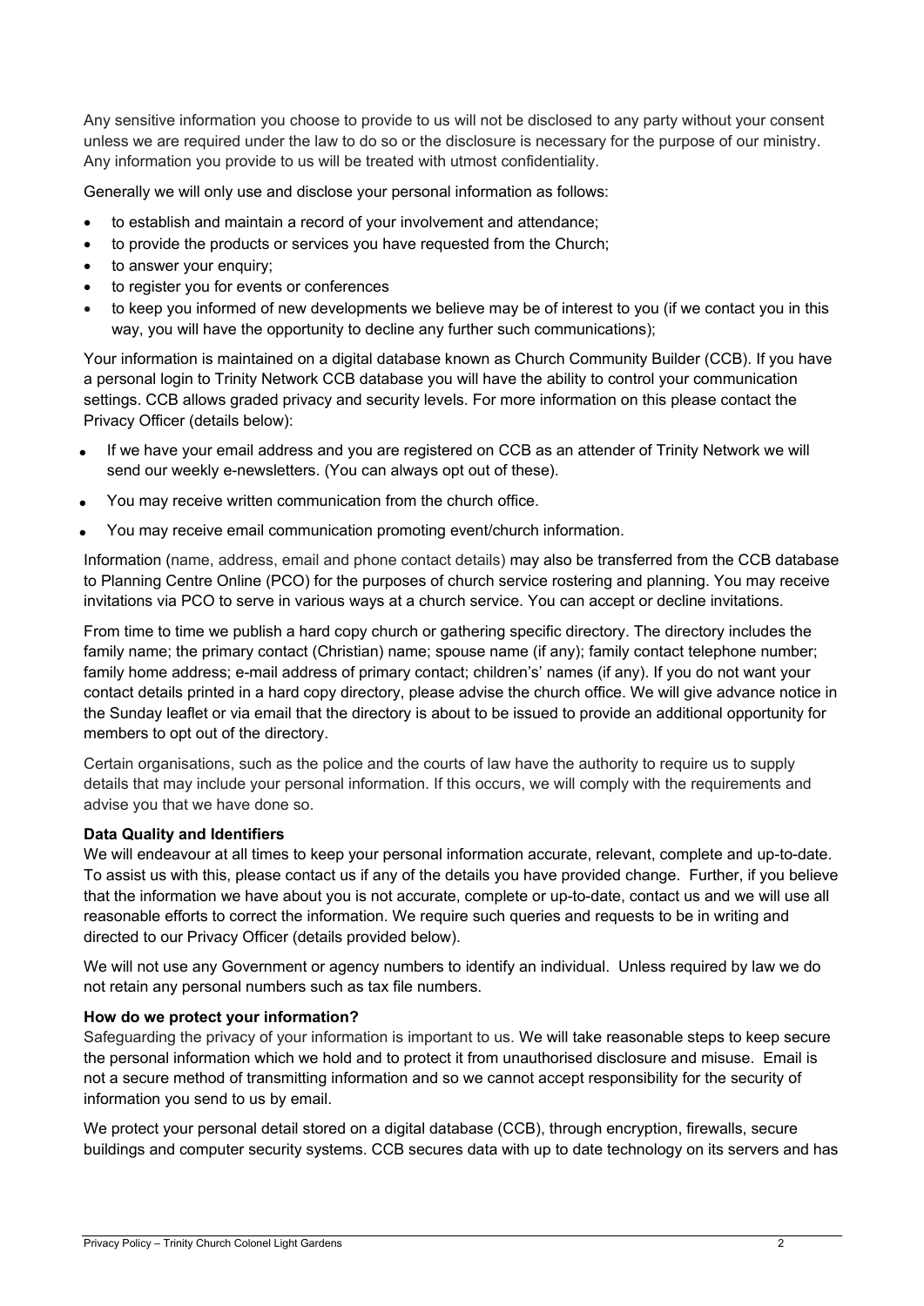Any sensitive information you choose to provide to us will not be disclosed to any party without your consent unless we are required under the law to do so or the disclosure is necessary for the purpose of our ministry. Any information you provide to us will be treated with utmost confidentiality.

Generally we will only use and disclose your personal information as follows:

- to establish and maintain a record of your involvement and attendance;
- to provide the products or services you have requested from the Church;
- to answer your enquiry;
- to register you for events or conferences
- to keep you informed of new developments we believe may be of interest to you (if we contact you in this way, you will have the opportunity to decline any further such communications);

Your information is maintained on a digital database known as Church Community Builder (CCB). If you have a personal login to Trinity Network CCB database you will have the ability to control your communication settings. CCB allows graded privacy and security levels. For more information on this please contact the Privacy Officer (details below):

- If we have your email address and you are registered on CCB as an attender of Trinity Network we will send our weekly e-newsletters. (You can always opt out of these).
- You may receive written communication from the church office.
- You may receive email communication promoting event/church information.

Information (name, address, email and phone contact details) may also be transferred from the CCB database to Planning Centre Online (PCO) for the purposes of church service rostering and planning. You may receive invitations via PCO to serve in various ways at a church service. You can accept or decline invitations.

From time to time we publish a hard copy church or gathering specific directory. The directory includes the family name; the primary contact (Christian) name; spouse name (if any); family contact telephone number; family home address; e-mail address of primary contact; children's' names (if any). If you do not want your contact details printed in a hard copy directory, please advise the church office. We will give advance notice in the Sunday leaflet or via email that the directory is about to be issued to provide an additional opportunity for members to opt out of the directory.

Certain organisations, such as the police and the courts of law have the authority to require us to supply details that may include your personal information. If this occurs, we will comply with the requirements and advise you that we have done so.

**Data Quality and Identifiers**

We will endeavour at all times to keep your personal information accurate, relevant, complete and up-to-date. To assist us with this, please contact us if any of the details you have provided change. Further, if you believe that the information we have about you is not accurate, complete or up-to-date, contact us and we will use all reasonable efforts to correct the information. We require such queries and requests to be in writing and directed to our Privacy Officer (details provided below).

We will not use any Government or agency numbers to identify an individual. Unless required by law we do not retain any personal numbers such as tax file numbers.

**How do we protect your information?**

Safeguarding the privacy of your information is important to us. We will take reasonable steps to keep secure the personal information which we hold and to protect it from unauthorised disclosure and misuse. Email is not a secure method of transmitting information and so we cannot accept responsibility for the security of information you send to us by email.

We protect your personal detail stored on a digital database (CCB), through encryption, firewalls, secure buildings and computer security systems. CCB secures data with up to date technology on its servers and has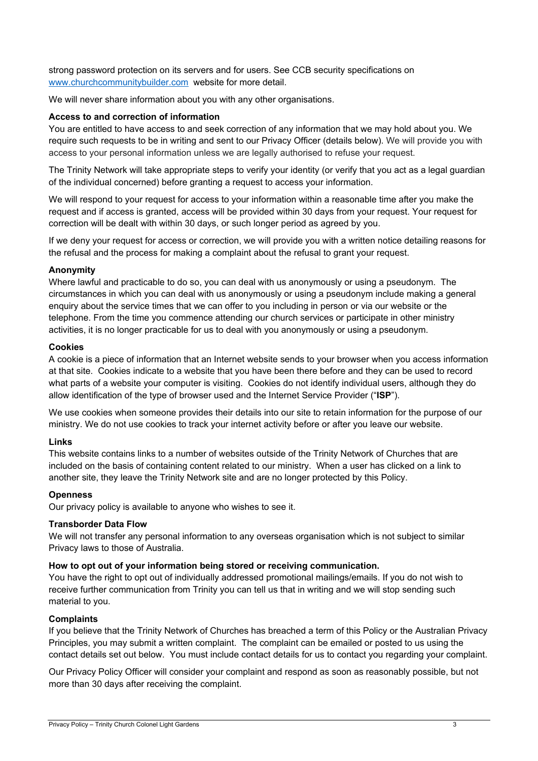strong password protection on its servers and for users. See CCB security specifications on [www.churchcommunitybuilder.com](http://www.churchcommunitybuilder.com) website for more detail.

We will never share information about you with any other organisations.

**Access to and correction of information**

You are entitled to have access to and seek correction of any information that we may hold about you. We require such requests to be in writing and sent to our Privacy Officer (details below). We will provide you with access to your personal information unless we are legally authorised to refuse your request.

The Trinity Network will take appropriate steps to verify your identity (or verify that you act as a legal guardian of the individual concerned) before granting a request to access your information.

We will respond to your request for access to your information within a reasonable time after you make the request and if access is granted, access will be provided within 30 days from your request. Your request for correction will be dealt with within 30 days, or such longer period as agreed by you.

If we deny your request for access or correction, we will provide you with a written notice detailing reasons for the refusal and the process for making a complaint about the refusal to grant your request.

**Anonymity**

Where lawful and practicable to do so, you can deal with us anonymously or using a pseudonym. The circumstances in which you can deal with us anonymously or using a pseudonym include making a general enquiry about the service times that we can offer to you including in person or via our website or the telephone. From the time you commence attending our church services or participate in other ministry activities, it is no longer practicable for us to deal with you anonymously or using a pseudonym.

**Cookies**

A cookie is a piece of information that an Internet website sends to your browser when you access information at that site. Cookies indicate to a website that you have been there before and they can be used to record what parts of a website your computer is visiting. Cookies do not identify individual users, although they do allow identification of the type of browser used and the Internet Service Provider ("**ISP**").

We use cookies when someone provides their details into our site to retain information for the purpose of our ministry. We do not use cookies to track your internet activity before or after you leave our website.

**Links**

This website contains links to a number of websites outside of the Trinity Network of Churches that are included on the basis of containing content related to our ministry. When a user has clicked on a link to another site, they leave the Trinity Network site and are no longer protected by this Policy.

**Openness**

Our privacy policy is available to anyone who wishes to see it.

**Transborder Data Flow**

We will not transfer any personal information to any overseas organisation which is not subject to similar Privacy laws to those of Australia.

**How to opt out of your information being stored or receiving communication.**

You have the right to opt out of individually addressed promotional mailings/emails. If you do not wish to receive further communication from Trinity you can tell us that in writing and we will stop sending such material to you.

**Complaints**

If you believe that the Trinity Network of Churches has breached a term of this Policy or the Australian Privacy Principles, you may submit a written complaint. The complaint can be emailed or posted to us using the contact details set out below. You must include contact details for us to contact you regarding your complaint.

Our Privacy Policy Officer will consider your complaint and respond as soon as reasonably possible, but not more than 30 days after receiving the complaint.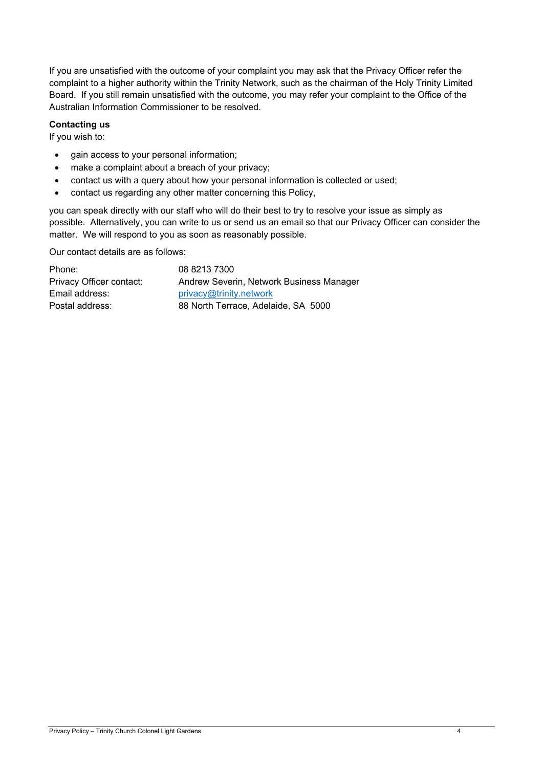If you are unsatisfied with the outcome of your complaint you may ask that the Privacy Officer refer the complaint to a higher authority within the Trinity Network, such as the chairman of the Holy Trinity Limited Board. If you still remain unsatisfied with the outcome, you may refer your complaint to the Office of the Australian Information Commissioner to be resolved.

**Contacting us**

If you wish to:

- gain access to your personal information;
- make a complaint about a breach of your privacy;
- contact us with a query about how your personal information is collected or used;
- contact us regarding any other matter concerning this Policy,

you can speak directly with our staff who will do their best to try to resolve your issue as simply as possible. Alternatively, you can write to us or send us an email so that our Privacy Officer can consider the matter. We will respond to you as soon as reasonably possible.

Our contact details are as follows:

| | |
|---|---|
| Phone: | 08 8213 7300 |
| Privacy Officer contact: | Andrew Severin, Network Business Manager |
| Email address: | privacy@trinity.network |
| Postal address: | 88 North Terrace, Adelaide, SA 5000 |